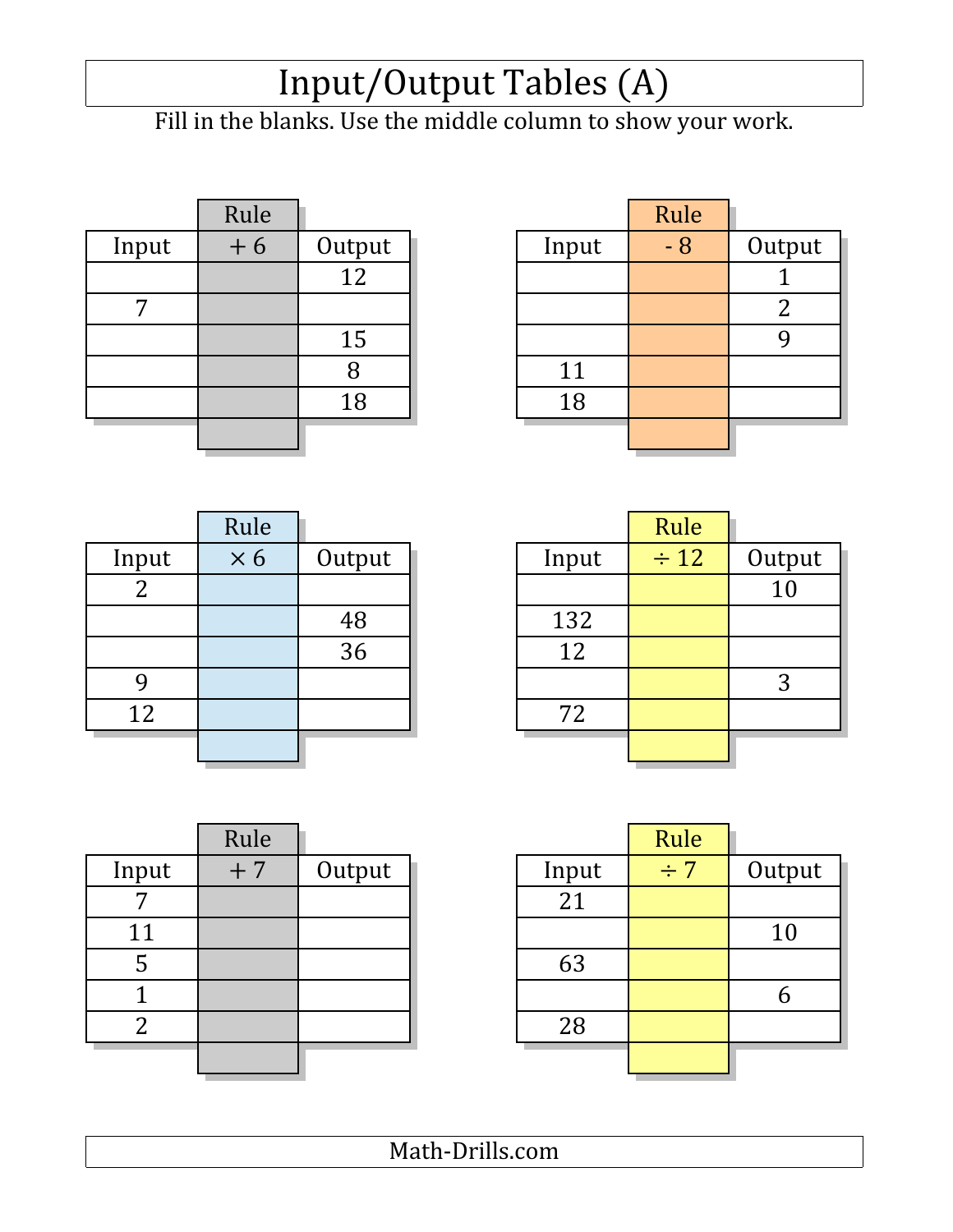# Input/Output Tables (A)

Fill in the blanks. Use the middle column to show your work.

| Input | Rule + 6 | Output |
|---|---|---|
| | | 12 |
| 7 | | |
| | | 15 |
| | | 8 |
| | | 18 |

| Input | Rule - 8 | Output |
|---|---|---|
| | | 1 |
| | | 2 |
| | | 9 |
| 11 | | |
| 18 | | |

| Input | Rule × 6 | Output |
|---|---|---|
| 2 | | |
| | | 48 |
| | | 36 |
| 9 | | |
| 12 | | |

| Input | Rule ÷ 12 | Output |
|---|---|---|
| | | 10 |
| 132 | | |
| 12 | | |
| | | 3 |
| 72 | | |

| Input | Rule + 7 | Output |
|---|---|---|
| 7 | | |
| 11 | | |
| 5 | | |
| 1 | | |
| 2 | | |

| Input | Rule ÷ 7 | Output |
|---|---|---|
| 21 | | |
| | | 10 |
| 63 | | |
| | | 6 |
| 28 | | |

Math-Drills.com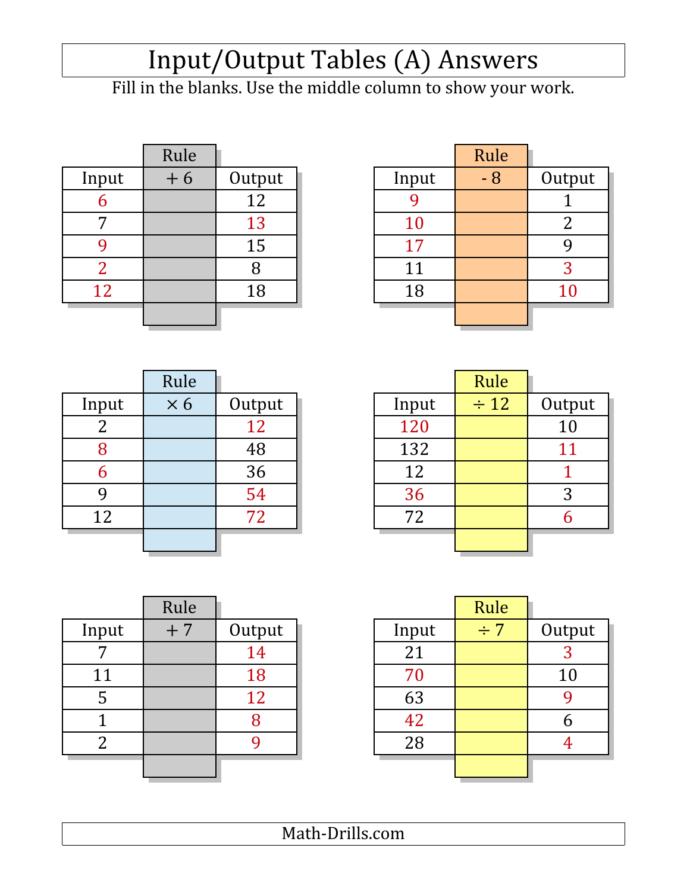# Input/Output Tables (A) Answers

Fill in the blanks. Use the middle column to show your work.

| Input | Rule + 6 | Output |
|---|---|---|
| 6 | | 12 |
| 7 | | 13 |
| 9 | | 15 |
| 2 | | 8 |
| 12 | | 18 |

| Input | Rule - 8 | Output |
|---|---|---|
| 9 | | 1 |
| 10 | | 2 |
| 17 | | 9 |
| 11 | | 3 |
| 18 | | 10 |

| Input | Rule × 6 | Output |
|---|---|---|
| 2 | | 12 |
| 8 | | 48 |
| 6 | | 36 |
| 9 | | 54 |
| 12 | | 72 |

| Input | Rule ÷ 12 | Output |
|---|---|---|
| 120 | | 10 |
| 132 | | 11 |
| 12 | | 1 |
| 36 | | 3 |
| 72 | | 6 |

| Input | Rule + 7 | Output |
|---|---|---|
| 7 | | 14 |
| 11 | | 18 |
| 5 | | 12 |
| 1 | | 8 |
| 2 | | 9 |

| Input | Rule ÷ 7 | Output |
|---|---|---|
| 21 | | 3 |
| 70 | | 10 |
| 63 | | 9 |
| 42 | | 6 |
| 28 | | 4 |

Math-Drills.com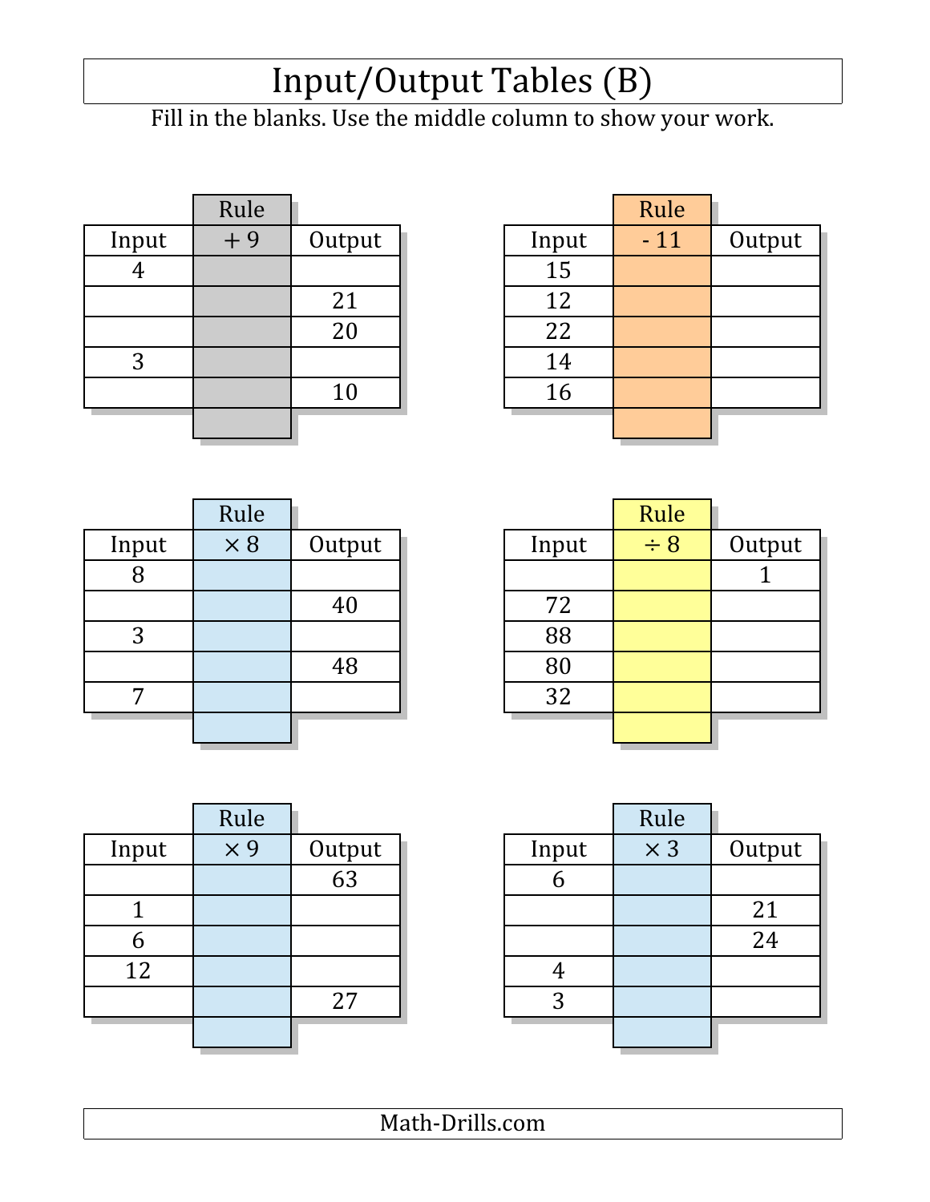# Input/Output Tables (B)

Fill in the blanks. Use the middle column to show your work.

| Input | Rule<br>+ 9 | Output |
|---|---|---|
| 4 | | |
| | | 21 |
| | | 20 |
| 3 | | |
| | | 10 |

| Input | Rule<br>- 11 | Output |
|---|---|---|
| 15 | | |
| 12 | | |
| 22 | | |
| 14 | | |
| 16 | | |

| Input | Rule<br>× 8 | Output |
|---|---|---|
| 8 | | |
| | | 40 |
| 3 | | |
| | | 48 |
| 7 | | |

| Input | Rule<br>÷ 8 | Output |
|---|---|---|
| | | 1 |
| 72 | | |
| 88 | | |
| 80 | | |
| 32 | | |

| Input | Rule<br>× 9 | Output |
|---|---|---|
| | | 63 |
| 1 | | |
| 6 | | |
| 12 | | |
| | | 27 |

| Input | Rule<br>× 3 | Output |
|---|---|---|
| 6 | | |
| | | 21 |
| | | 24 |
| 4 | | |
| 3 | | |

Math-Drills.com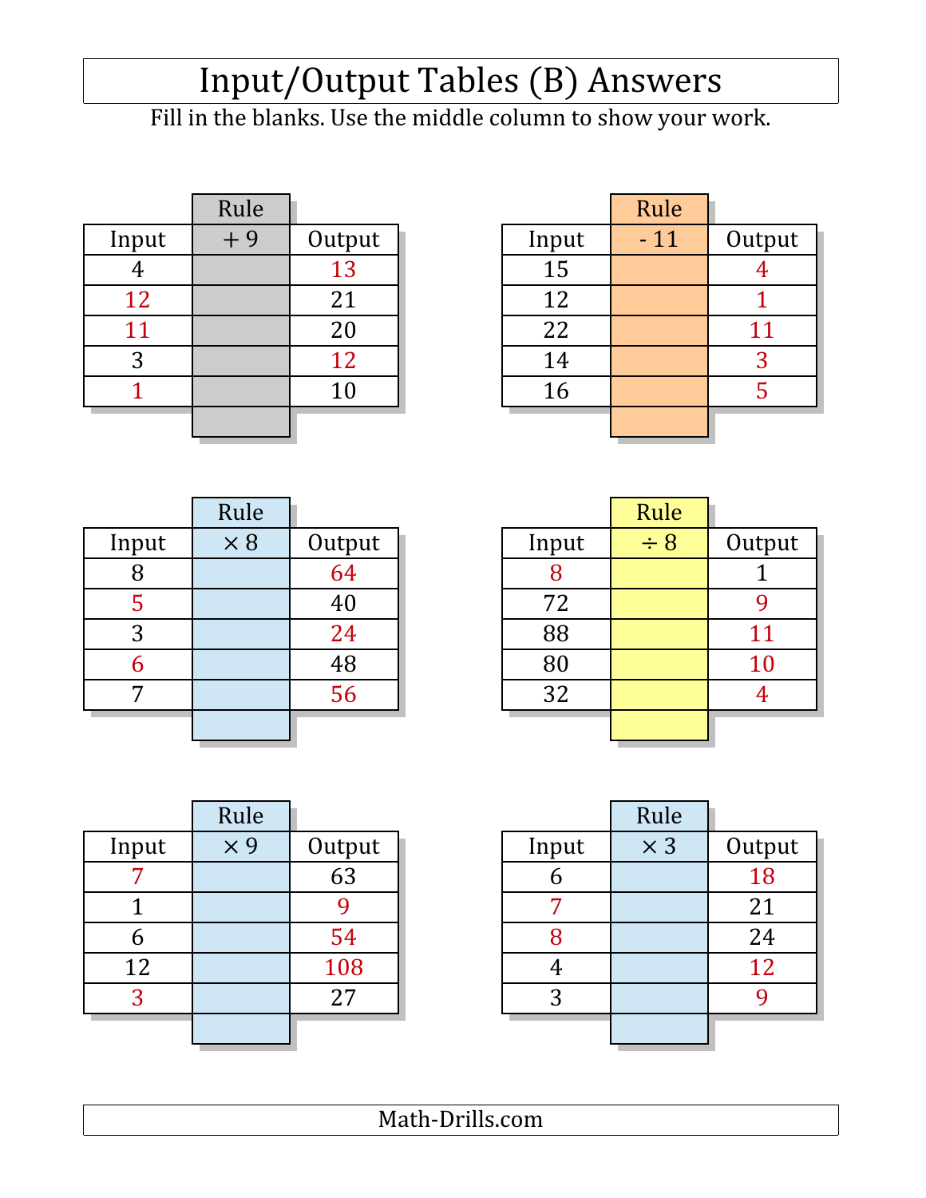# Input/Output Tables (B) Answers

Fill in the blanks. Use the middle column to show your work.

| Input | Rule: + 9 | Output |
|---|---|---|
| 4 | | 13 |
| 12 | | 21 |
| 11 | | 20 |
| 3 | | 12 |
| 1 | | 10 |

| Input | Rule: - 11 | Output |
|---|---|---|
| 15 | | 4 |
| 12 | | 1 |
| 22 | | 11 |
| 14 | | 3 |
| 16 | | 5 |

| Input | Rule: × 8 | Output |
|---|---|---|
| 8 | | 64 |
| 5 | | 40 |
| 3 | | 24 |
| 6 | | 48 |
| 7 | | 56 |

| Input | Rule: ÷ 8 | Output |
|---|---|---|
| 8 | | 1 |
| 72 | | 9 |
| 88 | | 11 |
| 80 | | 10 |
| 32 | | 4 |

| Input | Rule: × 9 | Output |
|---|---|---|
| 7 | | 63 |
| 1 | | 9 |
| 6 | | 54 |
| 12 | | 108 |
| 3 | | 27 |

| Input | Rule: × 3 | Output |
|---|---|---|
| 6 | | 18 |
| 7 | | 21 |
| 8 | | 24 |
| 4 | | 12 |
| 3 | | 9 |

Math-Drills.com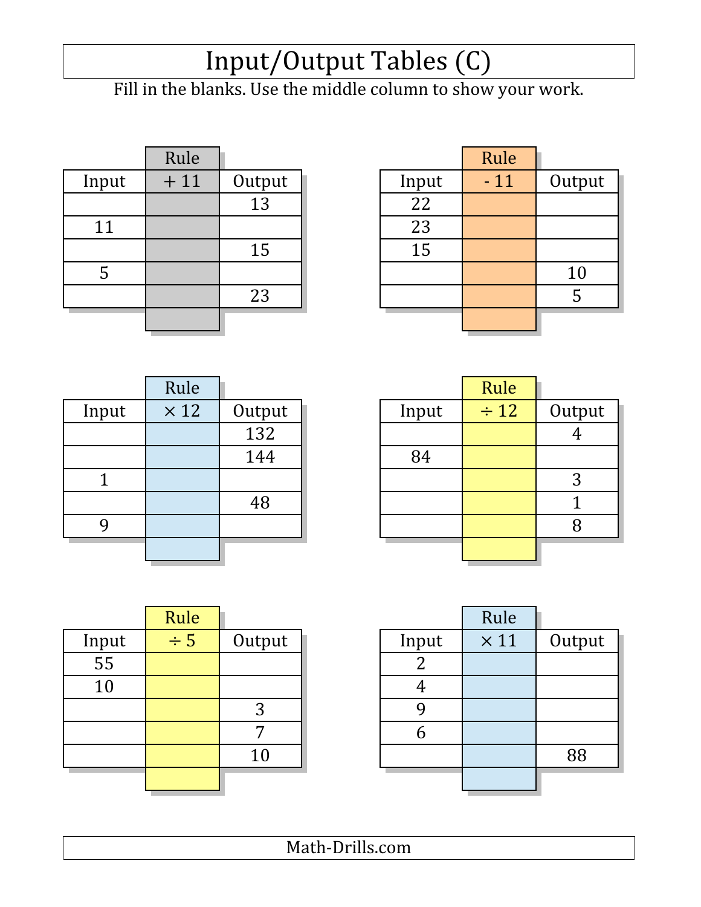# Input/Output Tables (C)

Fill in the blanks. Use the middle column to show your work.

| Input | Rule + 11 | Output |
|---|---|---|
| | | 13 |
| 11 | | |
| | | 15 |
| 5 | | |
| | | 23 |

| Input | Rule - 11 | Output |
|---|---|---|
| 22 | | |
| 23 | | |
| 15 | | |
| | | 10 |
| | | 5 |

| Input | Rule × 12 | Output |
|---|---|---|
| | | 132 |
| | | 144 |
| 1 | | |
| | | 48 |
| 9 | | |

| Input | Rule ÷ 12 | Output |
|---|---|---|
| | | 4 |
| 84 | | |
| | | 3 |
| | | 1 |
| | | 8 |

| Input | Rule ÷ 5 | Output |
|---|---|---|
| 55 | | |
| 10 | | |
| | | 3 |
| | | 7 |
| | | 10 |

| Input | Rule × 11 | Output |
|---|---|---|
| 2 | | |
| 4 | | |
| 9 | | |
| 6 | | |
| | | 88 |

Math-Drills.com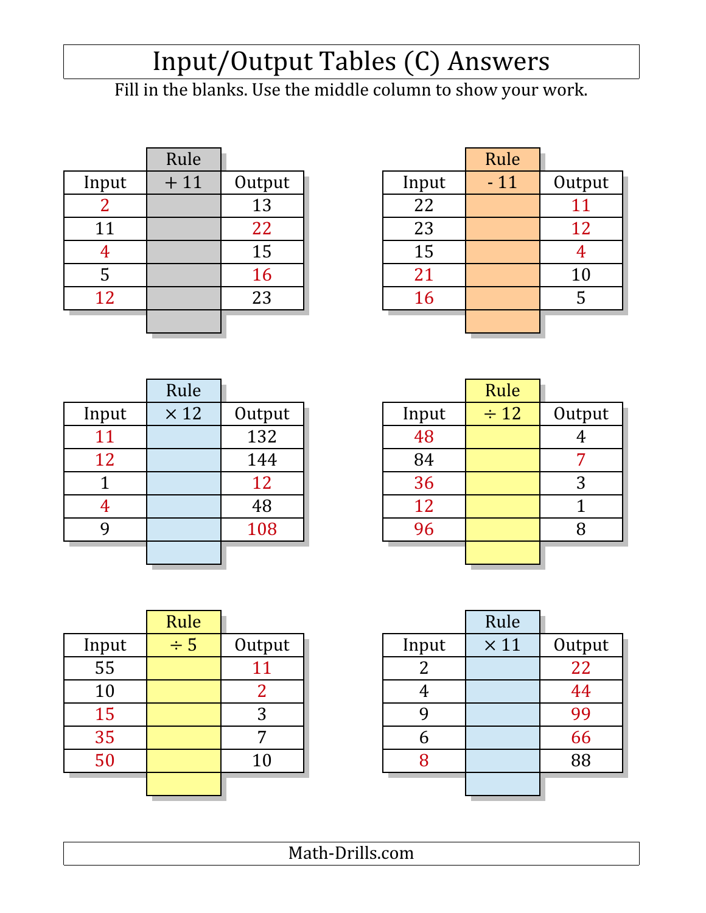# Input/Output Tables (C) Answers

Fill in the blanks. Use the middle column to show your work.

| Input | Rule + 11 | Output |
|---|---|---|
| 2 | | 13 |
| 11 | | 22 |
| 4 | | 15 |
| 5 | | 16 |
| 12 | | 23 |

| Input | Rule - 11 | Output |
|---|---|---|
| 22 | | 11 |
| 23 | | 12 |
| 15 | | 4 |
| 21 | | 10 |
| 16 | | 5 |

| Input | Rule × 12 | Output |
|---|---|---|
| 11 | | 132 |
| 12 | | 144 |
| 1 | | 12 |
| 4 | | 48 |
| 9 | | 108 |

| Input | Rule ÷ 12 | Output |
|---|---|---|
| 48 | | 4 |
| 84 | | 7 |
| 36 | | 3 |
| 12 | | 1 |
| 96 | | 8 |

| Input | Rule ÷ 5 | Output |
|---|---|---|
| 55 | | 11 |
| 10 | | 2 |
| 15 | | 3 |
| 35 | | 7 |
| 50 | | 10 |

| Input | Rule × 11 | Output |
|---|---|---|
| 2 | | 22 |
| 4 | | 44 |
| 9 | | 99 |
| 6 | | 66 |
| 8 | | 88 |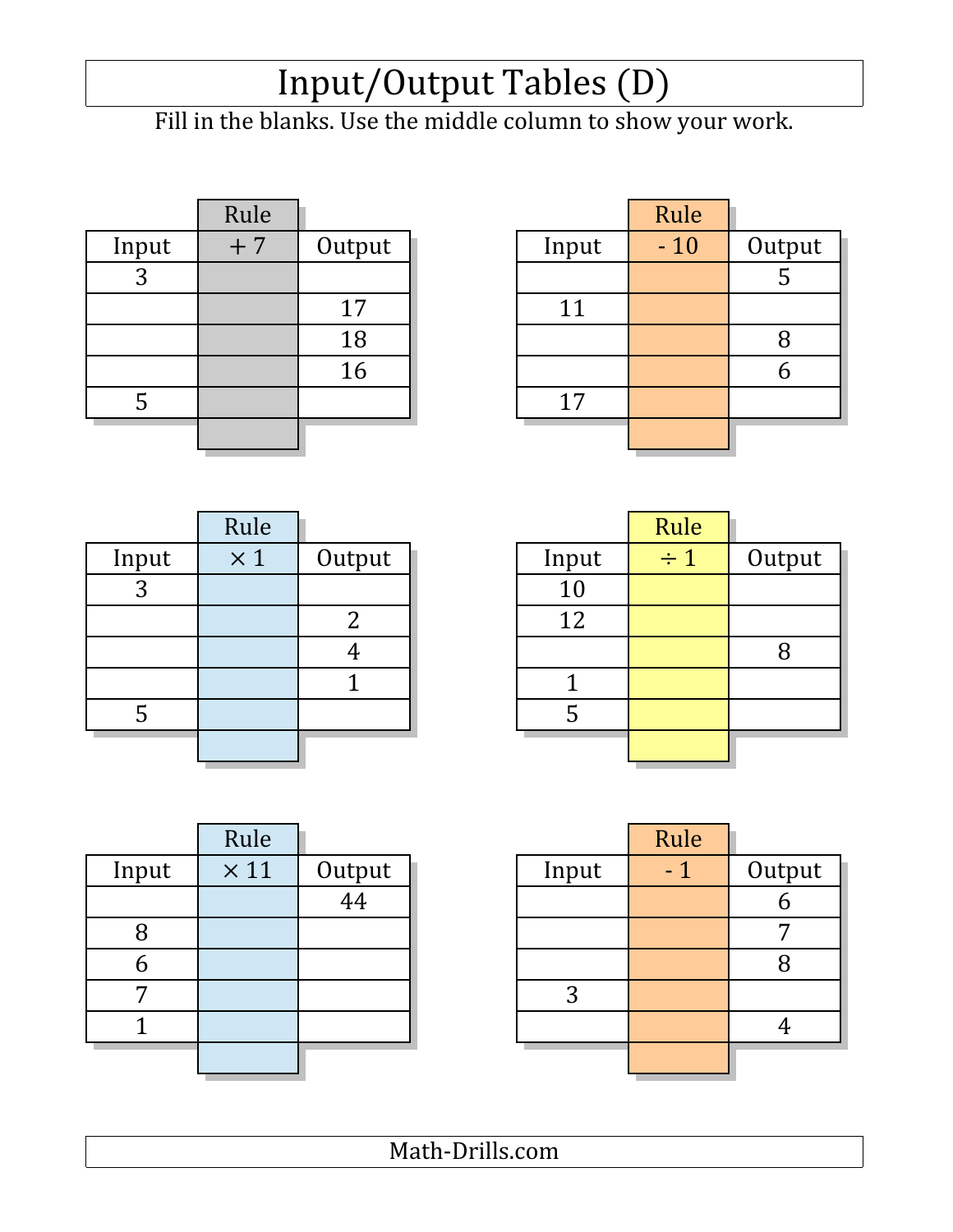# Input/Output Tables (D)

Fill in the blanks. Use the middle column to show your work.

| Input | Rule + 7 | Output |
|---|---|---|
| 3 | | |
| | | 17 |
| | | 18 |
| | | 16 |
| 5 | | |

| Input | Rule - 10 | Output |
|---|---|---|
| | | 5 |
| 11 | | |
| | | 8 |
| | | 6 |
| 17 | | |

| Input | Rule × 1 | Output |
|---|---|---|
| 3 | | |
| | | 2 |
| | | 4 |
| | | 1 |
| 5 | | |

| Input | Rule ÷ 1 | Output |
|---|---|---|
| 10 | | |
| 12 | | |
| | | 8 |
| 1 | | |
| 5 | | |

| Input | Rule × 11 | Output |
|---|---|---|
| | | 44 |
| 8 | | |
| 6 | | |
| 7 | | |
| 1 | | |

| Input | Rule - 1 | Output |
|---|---|---|
| | | 6 |
| | | 7 |
| | | 8 |
| 3 | | |
| | | 4 |

Math-Drills.com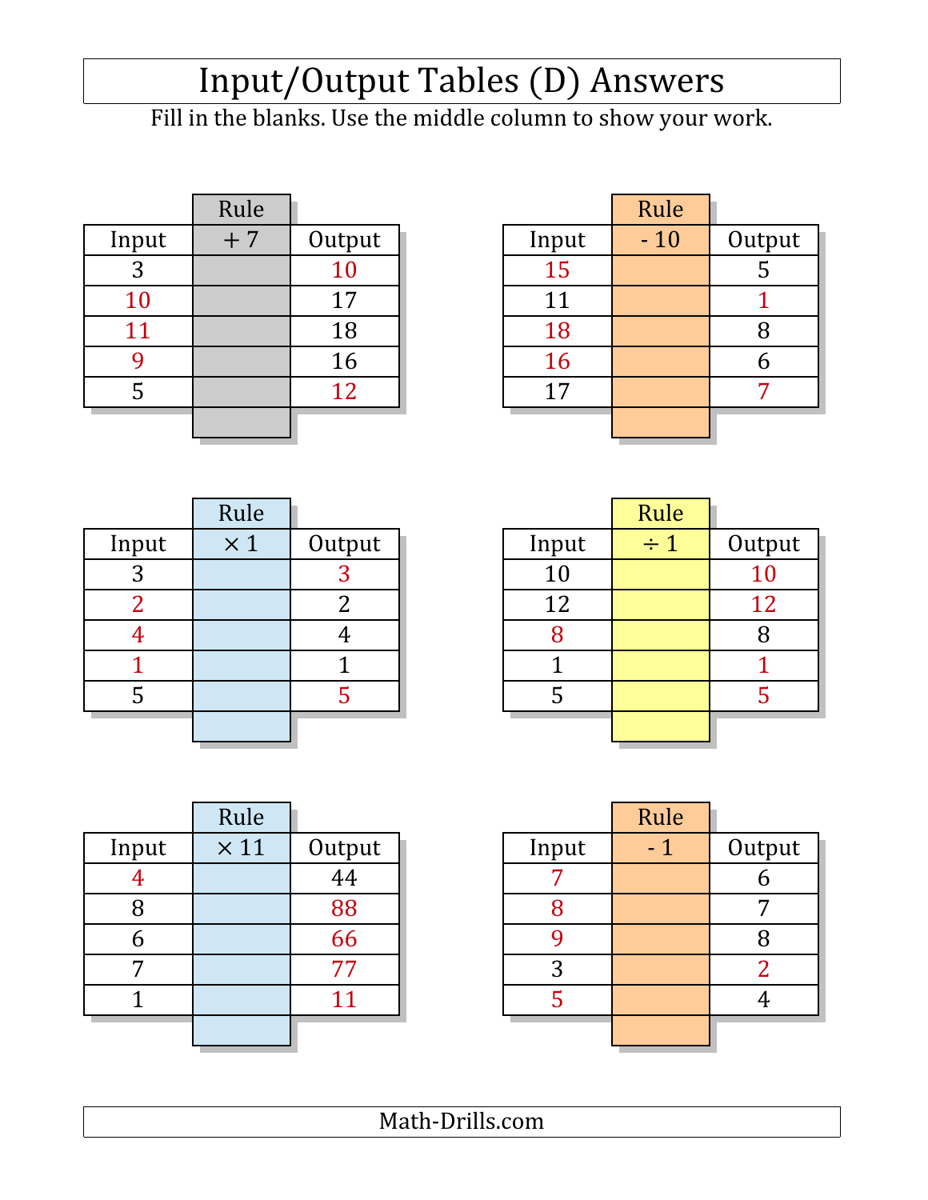# Input/Output Tables (D) Answers

Fill in the blanks. Use the middle column to show your work.

| Input | Rule: + 7 | Output |
|---|---|---|
| 3 | | 10 |
| 10 | | 17 |
| 11 | | 18 |
| 9 | | 16 |
| 5 | | 12 |

| Input | Rule: - 10 | Output |
|---|---|---|
| 15 | | 5 |
| 11 | | 1 |
| 18 | | 8 |
| 16 | | 6 |
| 17 | | 7 |

| Input | Rule: × 1 | Output |
|---|---|---|
| 3 | | 3 |
| 2 | | 2 |
| 4 | | 4 |
| 1 | | 1 |
| 5 | | 5 |

| Input | Rule: ÷ 1 | Output |
|---|---|---|
| 10 | | 10 |
| 12 | | 12 |
| 8 | | 8 |
| 1 | | 1 |
| 5 | | 5 |

| Input | Rule: × 11 | Output |
|---|---|---|
| 4 | | 44 |
| 8 | | 88 |
| 6 | | 66 |
| 7 | | 77 |
| 1 | | 11 |

| Input | Rule: - 1 | Output |
|---|---|---|
| 7 | | 6 |
| 8 | | 7 |
| 9 | | 8 |
| 3 | | 2 |
| 5 | | 4 |

Math-Drills.com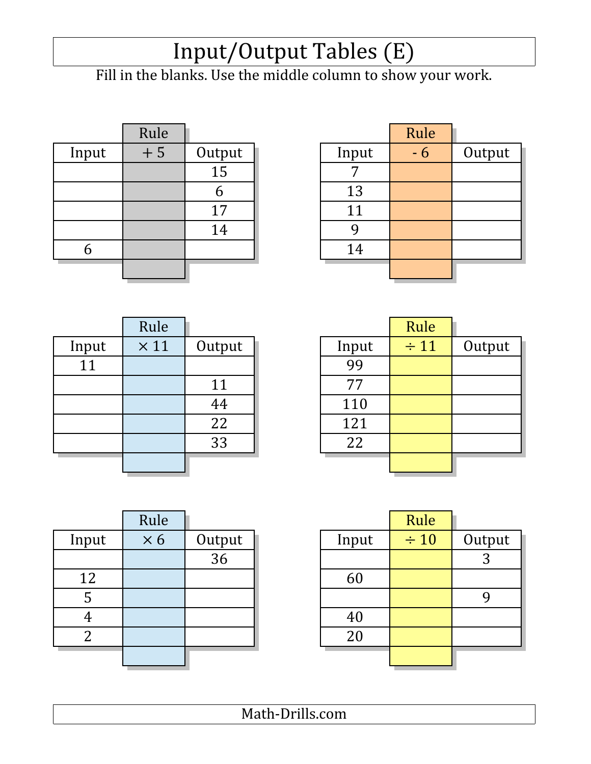# Input/Output Tables (E)

Fill in the blanks. Use the middle column to show your work.

| Input | Rule + 5 | Output |
|---|---|---|
| | | 15 |
| | | 6 |
| | | 17 |
| | | 14 |
| 6 | | |

| Input | Rule - 6 | Output |
|---|---|---|
| 7 | | |
| 13 | | |
| 11 | | |
| 9 | | |
| 14 | | |

| Input | Rule × 11 | Output |
|---|---|---|
| 11 | | |
| | | 11 |
| | | 44 |
| | | 22 |
| | | 33 |

| Input | Rule ÷ 11 | Output |
|---|---|---|
| 99 | | |
| 77 | | |
| 110 | | |
| 121 | | |
| 22 | | |

| Input | Rule × 6 | Output |
|---|---|---|
| | | 36 |
| 12 | | |
| 5 | | |
| 4 | | |
| 2 | | |

| Input | Rule ÷ 10 | Output |
|---|---|---|
| | | 3 |
| 60 | | |
| | | 9 |
| 40 | | |
| 20 | | |

Math-Drills.com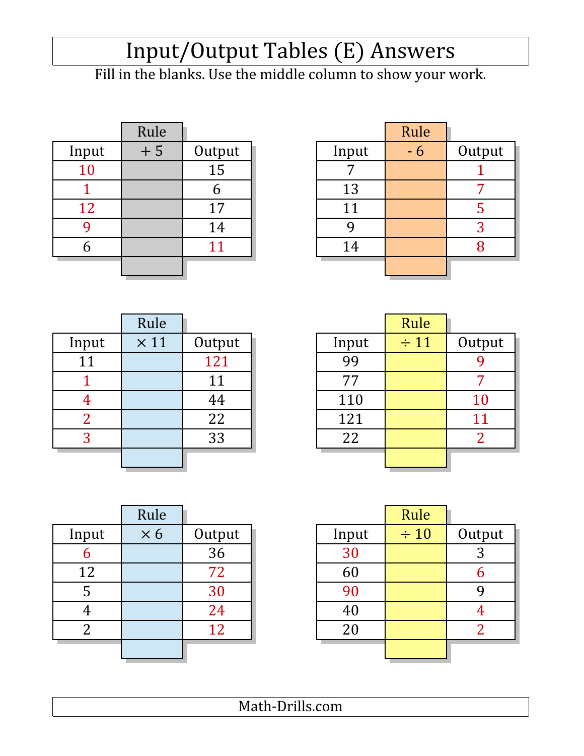# Input/Output Tables (E) Answers

Fill in the blanks. Use the middle column to show your work.

| Input | Rule + 5 | Output |
|---|---|---|
| 10 | | 15 |
| 1 | | 6 |
| 12 | | 17 |
| 9 | | 14 |
| 6 | | 11 |

| Input | Rule - 6 | Output |
|---|---|---|
| 7 | | 1 |
| 13 | | 7 |
| 11 | | 5 |
| 9 | | 3 |
| 14 | | 8 |

| Input | Rule × 11 | Output |
|---|---|---|
| 11 | | 121 |
| 1 | | 11 |
| 4 | | 44 |
| 2 | | 22 |
| 3 | | 33 |

| Input | Rule ÷ 11 | Output |
|---|---|---|
| 99 | | 9 |
| 77 | | 7 |
| 110 | | 10 |
| 121 | | 11 |
| 22 | | 2 |

| Input | Rule × 6 | Output |
|---|---|---|
| 6 | | 36 |
| 12 | | 72 |
| 5 | | 30 |
| 4 | | 24 |
| 2 | | 12 |

| Input | Rule ÷ 10 | Output |
|---|---|---|
| 30 | | 3 |
| 60 | | 6 |
| 90 | | 9 |
| 40 | | 4 |
| 20 | | 2 |

Math-Drills.com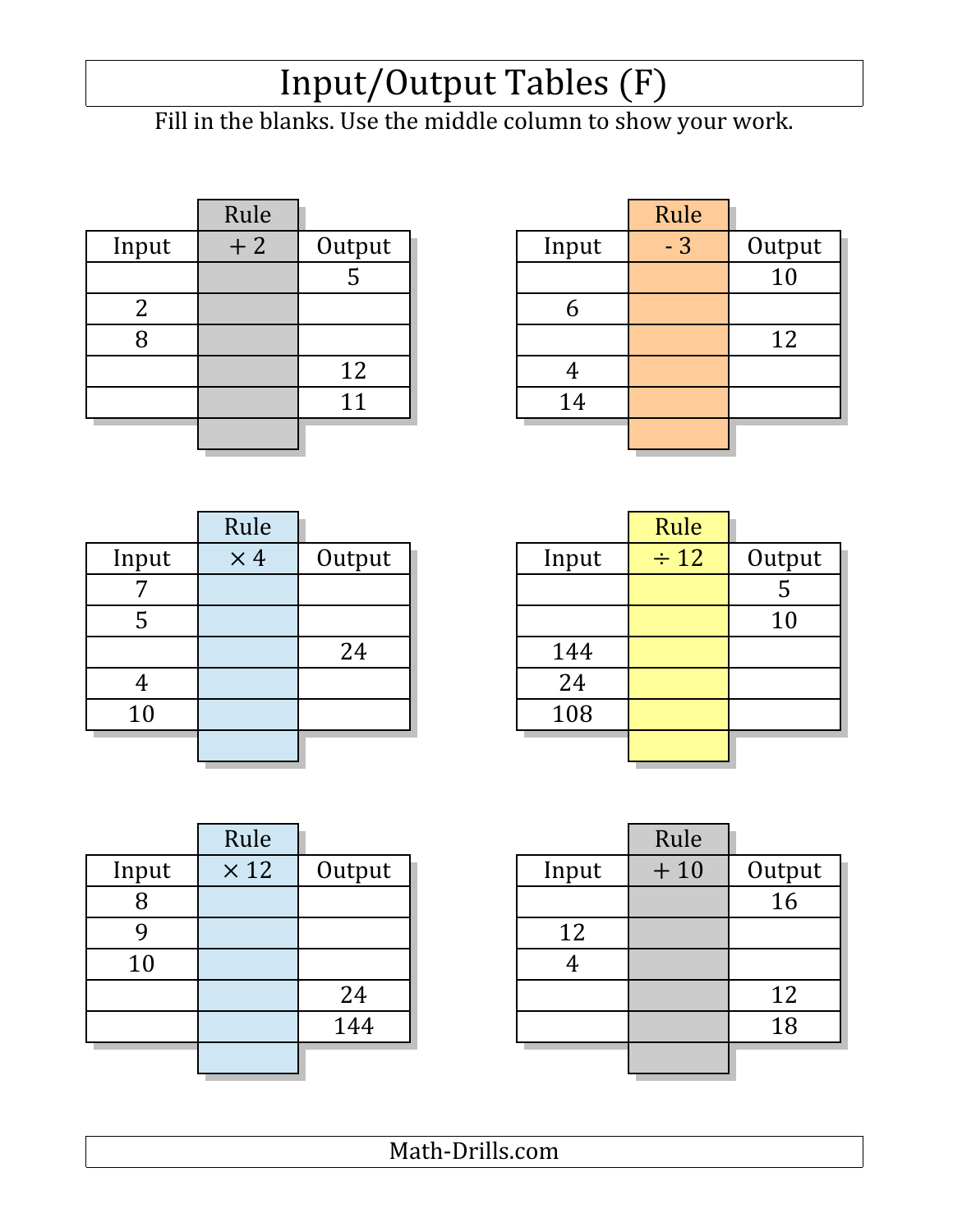# Input/Output Tables (F)

Fill in the blanks. Use the middle column to show your work.

| Input | Rule + 2 | Output |
|---|---|---|
| | | 5 |
| 2 | | |
| 8 | | |
| | | 12 |
| | | 11 |

| Input | Rule - 3 | Output |
|---|---|---|
| | | 10 |
| 6 | | |
| | | 12 |
| 4 | | |
| 14 | | |

| Input | Rule × 4 | Output |
|---|---|---|
| 7 | | |
| 5 | | |
| | | 24 |
| 4 | | |
| 10 | | |

| Input | Rule ÷ 12 | Output |
|---|---|---|
| | | 5 |
| | | 10 |
| 144 | | |
| 24 | | |
| 108 | | |

| Input | Rule × 12 | Output |
|---|---|---|
| 8 | | |
| 9 | | |
| 10 | | |
| | | 24 |
| | | 144 |

| Input | Rule + 10 | Output |
|---|---|---|
| | | 16 |
| 12 | | |
| 4 | | |
| | | 12 |
| | | 18 |

Math-Drills.com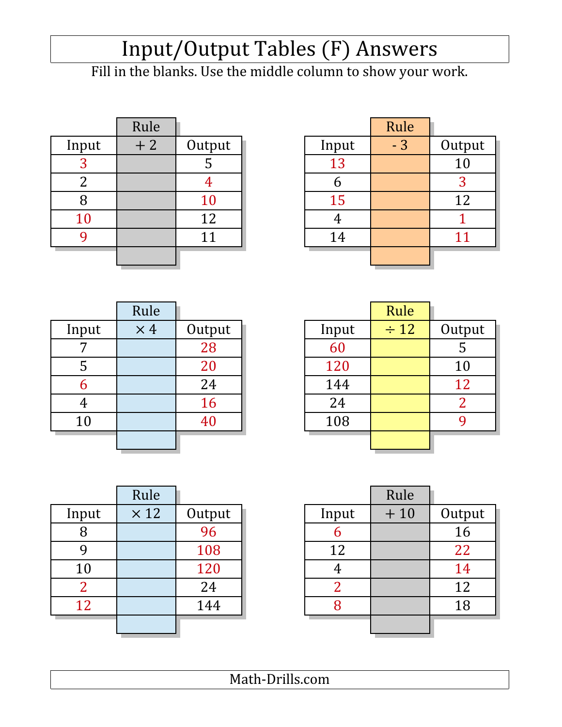# Input/Output Tables (F) Answers

Fill in the blanks. Use the middle column to show your work.

| Input | Rule: + 2 | Output |
|---|---|---|
| 3 | | 5 |
| 2 | | 4 |
| 8 | | 10 |
| 10 | | 12 |
| 9 | | 11 |

| Input | Rule: - 3 | Output |
|---|---|---|
| 13 | | 10 |
| 6 | | 3 |
| 15 | | 12 |
| 4 | | 1 |
| 14 | | 11 |

| Input | Rule: × 4 | Output |
|---|---|---|
| 7 | | 28 |
| 5 | | 20 |
| 6 | | 24 |
| 4 | | 16 |
| 10 | | 40 |

| Input | Rule: ÷ 12 | Output |
|---|---|---|
| 60 | | 5 |
| 120 | | 10 |
| 144 | | 12 |
| 24 | | 2 |
| 108 | | 9 |

| Input | Rule: × 12 | Output |
|---|---|---|
| 8 | | 96 |
| 9 | | 108 |
| 10 | | 120 |
| 2 | | 24 |
| 12 | | 144 |

| Input | Rule: + 10 | Output |
|---|---|---|
| 6 | | 16 |
| 12 | | 22 |
| 4 | | 14 |
| 2 | | 12 |
| 8 | | 18 |

Math-Drills.com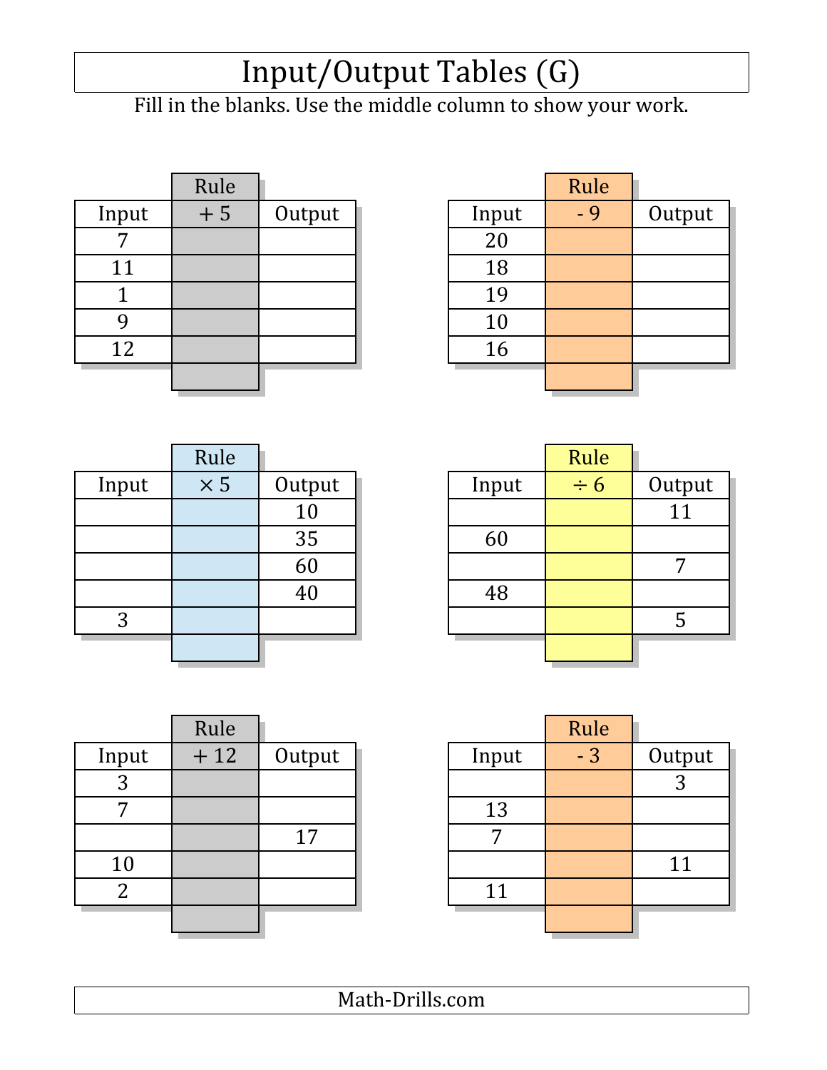# Input/Output Tables (G)

Fill in the blanks. Use the middle column to show your work.

| Input | Rule + 5 | Output |
|---|---|---|
| 7 | | |
| 11 | | |
| 1 | | |
| 9 | | |
| 12 | | |

| Input | Rule - 9 | Output |
|---|---|---|
| 20 | | |
| 18 | | |
| 19 | | |
| 10 | | |
| 16 | | |

| Input | Rule × 5 | Output |
|---|---|---|
| | | 10 |
| | | 35 |
| | | 60 |
| | | 40 |
| 3 | | |

| Input | Rule ÷ 6 | Output |
|---|---|---|
| | | 11 |
| 60 | | |
| | | 7 |
| 48 | | |
| | | 5 |

| Input | Rule + 12 | Output |
|---|---|---|
| 3 | | |
| 7 | | |
| | | 17 |
| 10 | | |
| 2 | | |

| Input | Rule - 3 | Output |
|---|---|---|
| | | 3 |
| 13 | | |
| 7 | | |
| | | 11 |
| 11 | | |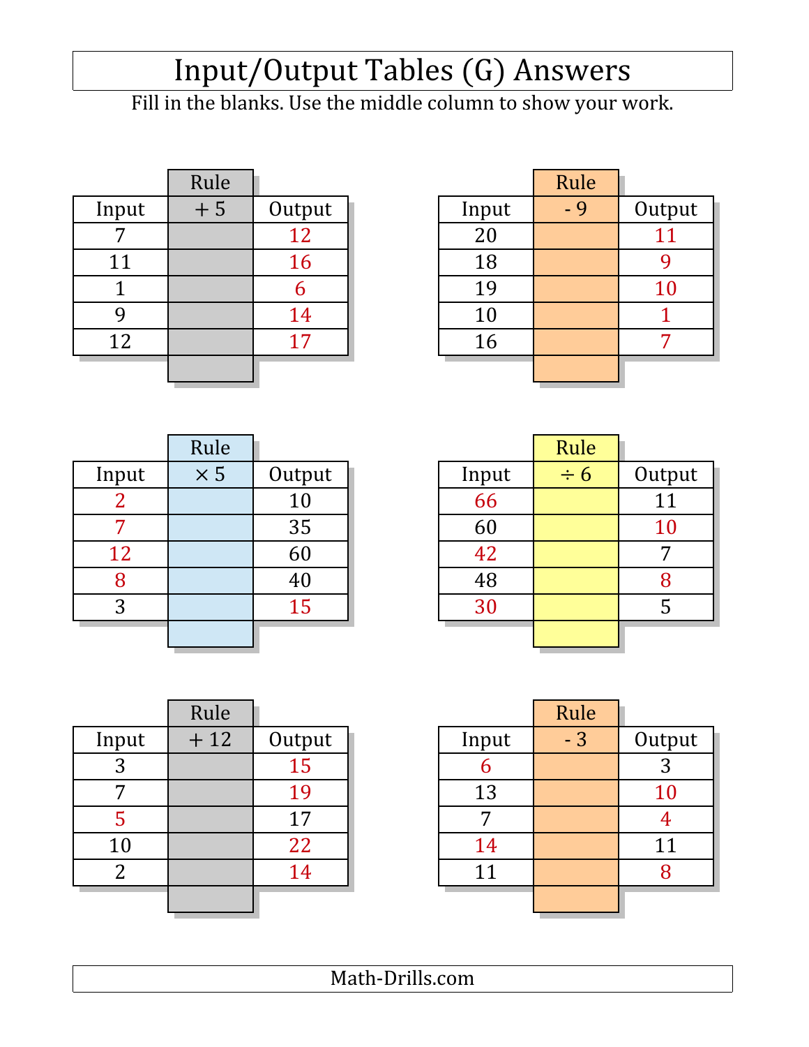# Input/Output Tables (G) Answers

Fill in the blanks. Use the middle column to show your work.

| Input | Rule + 5 | Output |
|---|---|---|
| 7 | | 12 |
| 11 | | 16 |
| 1 | | 6 |
| 9 | | 14 |
| 12 | | 17 |

| Input | Rule - 9 | Output |
|---|---|---|
| 20 | | 11 |
| 18 | | 9 |
| 19 | | 10 |
| 10 | | 1 |
| 16 | | 7 |

| Input | Rule × 5 | Output |
|---|---|---|
| 2 | | 10 |
| 7 | | 35 |
| 12 | | 60 |
| 8 | | 40 |
| 3 | | 15 |

| Input | Rule ÷ 6 | Output |
|---|---|---|
| 66 | | 11 |
| 60 | | 10 |
| 42 | | 7 |
| 48 | | 8 |
| 30 | | 5 |

| Input | Rule + 12 | Output |
|---|---|---|
| 3 | | 15 |
| 7 | | 19 |
| 5 | | 17 |
| 10 | | 22 |
| 2 | | 14 |

| Input | Rule - 3 | Output |
|---|---|---|
| 6 | | 3 |
| 13 | | 10 |
| 7 | | 4 |
| 14 | | 11 |
| 11 | | 8 |

Math-Drills.com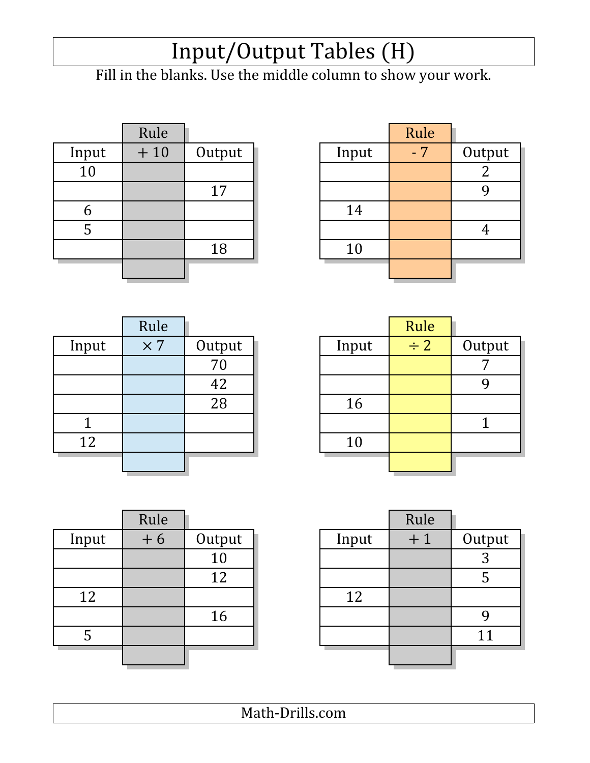# Input/Output Tables (H)

Fill in the blanks. Use the middle column to show your work.

| Input | Rule<br>+ 10 | Output |
|---|---|---|
| 10 | | |
| | | 17 |
| 6 | | |
| 5 | | |
| | | 18 |

| Input | Rule<br>- 7 | Output |
|---|---|---|
| | | 2 |
| | | 9 |
| 14 | | |
| | | 4 |
| 10 | | |

| Input | Rule<br>× 7 | Output |
|---|---|---|
| | | 70 |
| | | 42 |
| | | 28 |
| 1 | | |
| 12 | | |

| Input | Rule<br>÷ 2 | Output |
|---|---|---|
| | | 7 |
| | | 9 |
| 16 | | |
| | | 1 |
| 10 | | |

| Input | Rule<br>+ 6 | Output |
|---|---|---|
| | | 10 |
| | | 12 |
| 12 | | |
| | | 16 |
| 5 | | |

| Input | Rule<br>+ 1 | Output |
|---|---|---|
| | | 3 |
| | | 5 |
| 12 | | |
| | | 9 |
| | | 11 |

Math-Drills.com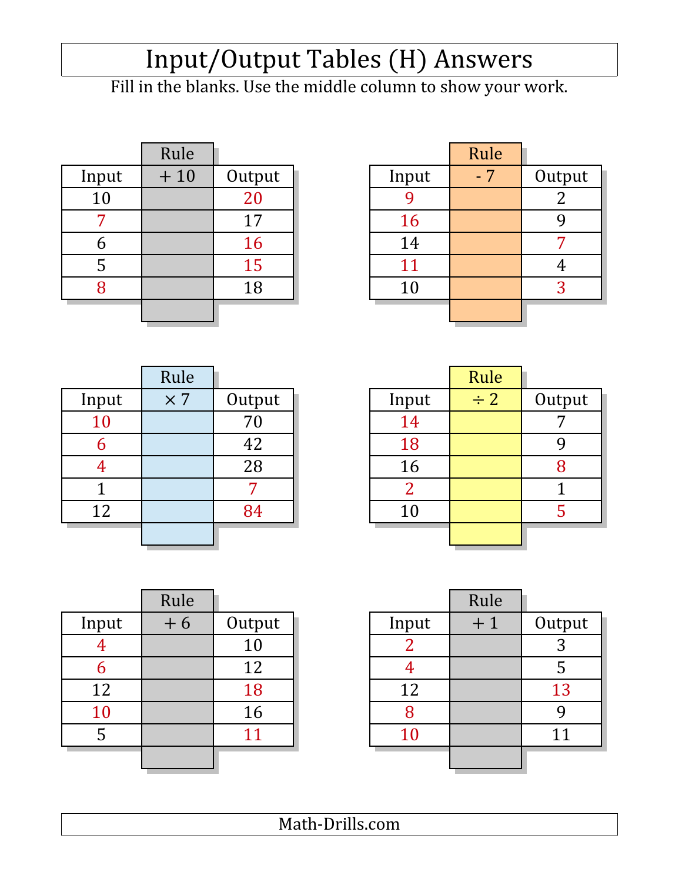# Input/Output Tables (H) Answers

Fill in the blanks. Use the middle column to show your work.

| Input | Rule + 10 | Output |
|---|---|---|
| 10 | | 20 |
| 7 | | 17 |
| 6 | | 16 |
| 5 | | 15 |
| 8 | | 18 |

| Input | Rule - 7 | Output |
|---|---|---|
| 9 | | 2 |
| 16 | | 9 |
| 14 | | 7 |
| 11 | | 4 |
| 10 | | 3 |

| Input | Rule × 7 | Output |
|---|---|---|
| 10 | | 70 |
| 6 | | 42 |
| 4 | | 28 |
| 1 | | 7 |
| 12 | | 84 |

| Input | Rule ÷ 2 | Output |
|---|---|---|
| 14 | | 7 |
| 18 | | 9 |
| 16 | | 8 |
| 2 | | 1 |
| 10 | | 5 |

| Input | Rule + 6 | Output |
|---|---|---|
| 4 | | 10 |
| 6 | | 12 |
| 12 | | 18 |
| 10 | | 16 |
| 5 | | 11 |

| Input | Rule + 1 | Output |
|---|---|---|
| 2 | | 3 |
| 4 | | 5 |
| 12 | | 13 |
| 8 | | 9 |
| 10 | | 11 |

Math-Drills.com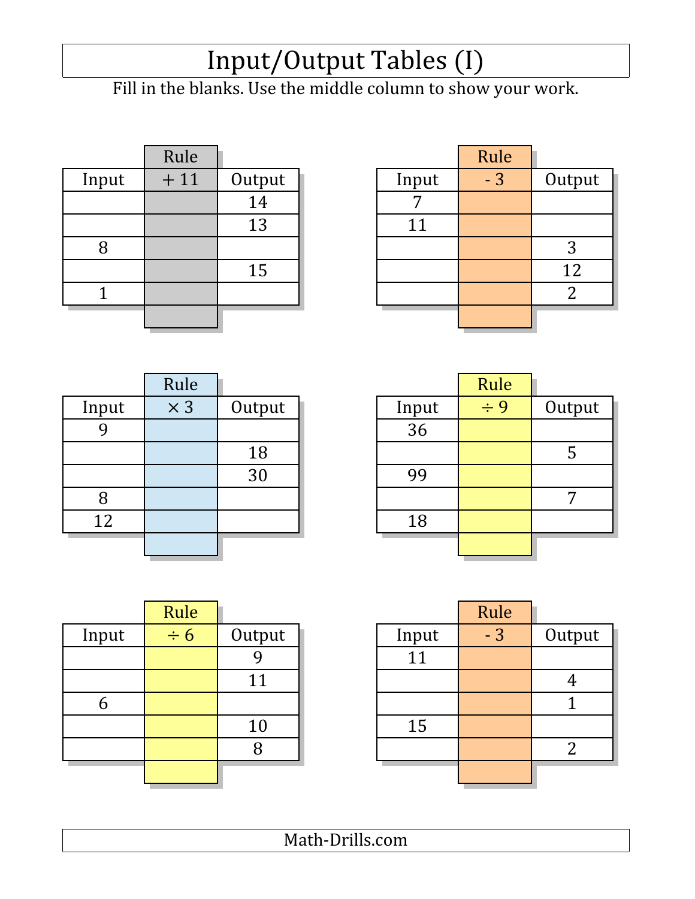# Input/Output Tables (I)

Fill in the blanks. Use the middle column to show your work.

| Input | Rule + 11 | Output |
|---|---|---|
| | | 14 |
| | | 13 |
| 8 | | |
| | | 15 |
| 1 | | |

| Input | Rule - 3 | Output |
|---|---|---|
| 7 | | |
| 11 | | |
| | | 3 |
| | | 12 |
| | | 2 |

| Input | Rule × 3 | Output |
|---|---|---|
| 9 | | |
| | | 18 |
| | | 30 |
| 8 | | |
| 12 | | |

| Input | Rule ÷ 9 | Output |
|---|---|---|
| 36 | | |
| | | 5 |
| 99 | | |
| | | 7 |
| 18 | | |

| Input | Rule ÷ 6 | Output |
|---|---|---|
| | | 9 |
| | | 11 |
| 6 | | |
| | | 10 |
| | | 8 |

| Input | Rule - 3 | Output |
|---|---|---|
| 11 | | |
| | | 4 |
| | | 1 |
| 15 | | |
| | | 2 |

Math-Drills.com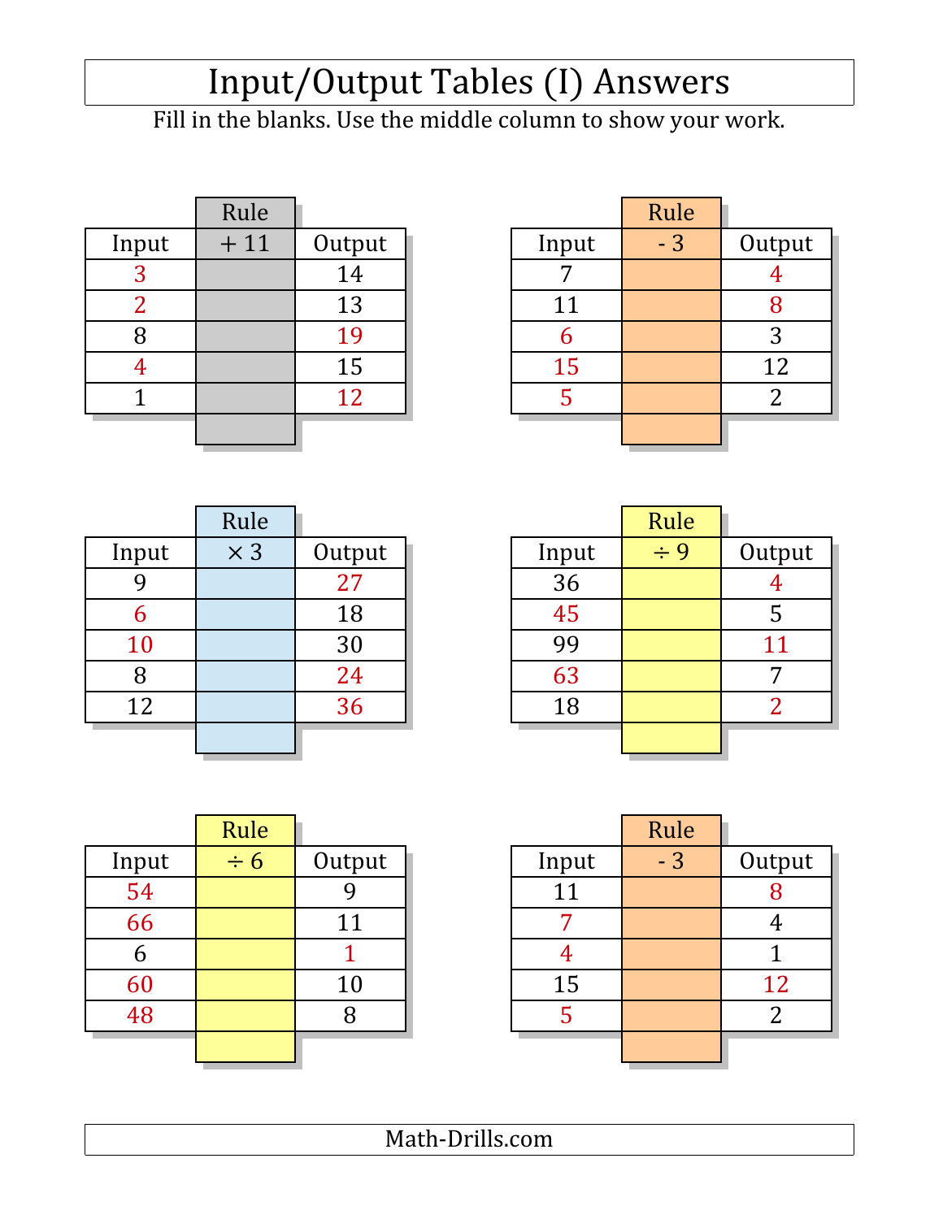# Input/Output Tables (I) Answers

Fill in the blanks. Use the middle column to show your work.

| Input | Rule + 11 | Output |
|---|---|---|
| 3 | | 14 |
| 2 | | 13 |
| 8 | | 19 |
| 4 | | 15 |
| 1 | | 12 |

| Input | Rule - 3 | Output |
|---|---|---|
| 7 | | 4 |
| 11 | | 8 |
| 6 | | 3 |
| 15 | | 12 |
| 5 | | 2 |

| Input | Rule × 3 | Output |
|---|---|---|
| 9 | | 27 |
| 6 | | 18 |
| 10 | | 30 |
| 8 | | 24 |
| 12 | | 36 |

| Input | Rule ÷ 9 | Output |
|---|---|---|
| 36 | | 4 |
| 45 | | 5 |
| 99 | | 11 |
| 63 | | 7 |
| 18 | | 2 |

| Input | Rule ÷ 6 | Output |
|---|---|---|
| 54 | | 9 |
| 66 | | 11 |
| 6 | | 1 |
| 60 | | 10 |
| 48 | | 8 |

| Input | Rule - 3 | Output |
|---|---|---|
| 11 | | 8 |
| 7 | | 4 |
| 4 | | 1 |
| 15 | | 12 |
| 5 | | 2 |

Math-Drills.com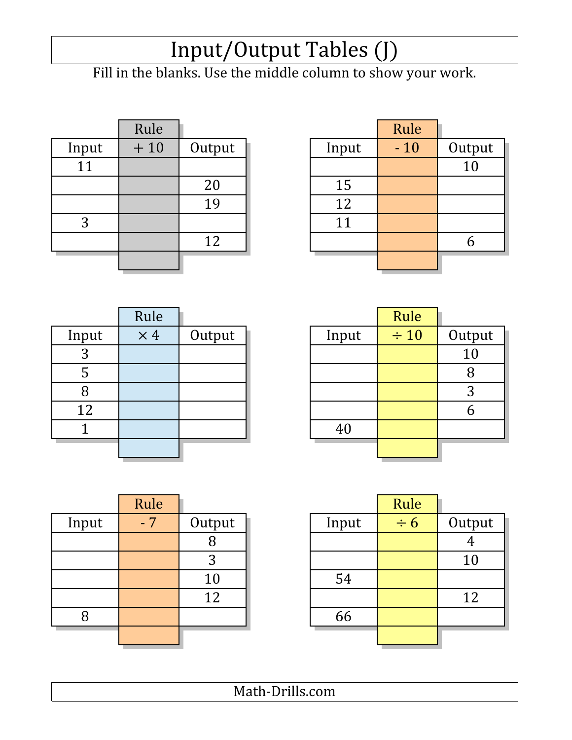# Input/Output Tables (J)

Fill in the blanks. Use the middle column to show your work.

| Input | Rule: + 10 | Output |
|---|---|---|
| 11 | | |
| | | 20 |
| | | 19 |
| 3 | | |
| | | 12 |

| Input | Rule: - 10 | Output |
|---|---|---|
| | | 10 |
| 15 | | |
| 12 | | |
| 11 | | |
| | | 6 |

| Input | Rule: × 4 | Output |
|---|---|---|
| 3 | | |
| 5 | | |
| 8 | | |
| 12 | | |
| 1 | | |

| Input | Rule: ÷ 10 | Output |
|---|---|---|
| | | 10 |
| | | 8 |
| | | 3 |
| | | 6 |
| 40 | | |

| Input | Rule: - 7 | Output |
|---|---|---|
| | | 8 |
| | | 3 |
| | | 10 |
| | | 12 |
| 8 | | |

| Input | Rule: ÷ 6 | Output |
|---|---|---|
| | | 4 |
| | | 10 |
| 54 | | |
| | | 12 |
| 66 | | |

Math-Drills.com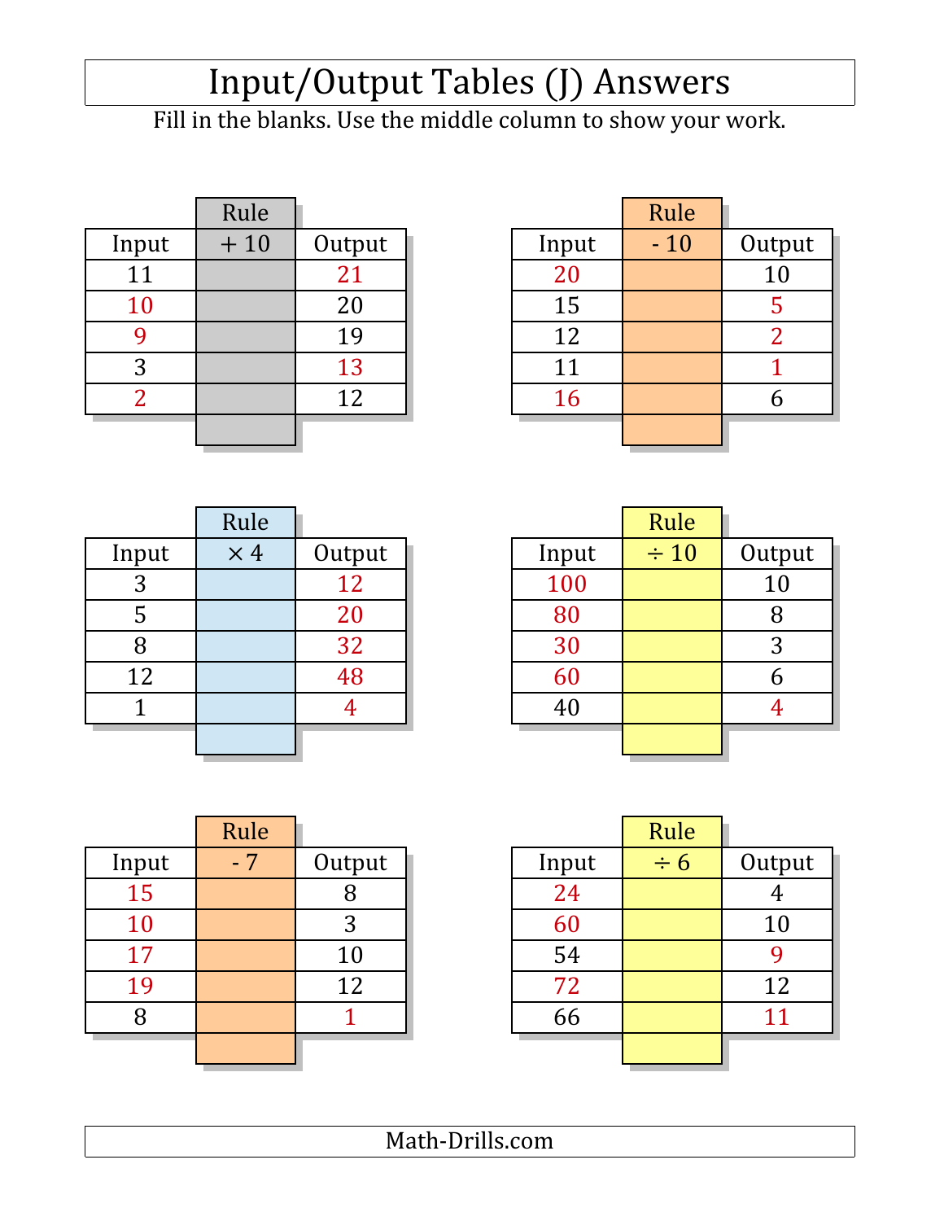# Input/Output Tables (J) Answers

Fill in the blanks. Use the middle column to show your work.

| Input | Rule + 10 | Output |
|---|---|---|
| 11 | | 21 |
| 10 | | 20 |
| 9 | | 19 |
| 3 | | 13 |
| 2 | | 12 |

| Input | Rule - 10 | Output |
|---|---|---|
| 20 | | 10 |
| 15 | | 5 |
| 12 | | 2 |
| 11 | | 1 |
| 16 | | 6 |

| Input | Rule × 4 | Output |
|---|---|---|
| 3 | | 12 |
| 5 | | 20 |
| 8 | | 32 |
| 12 | | 48 |
| 1 | | 4 |

| Input | Rule ÷ 10 | Output |
|---|---|---|
| 100 | | 10 |
| 80 | | 8 |
| 30 | | 3 |
| 60 | | 6 |
| 40 | | 4 |

| Input | Rule - 7 | Output |
|---|---|---|
| 15 | | 8 |
| 10 | | 3 |
| 17 | | 10 |
| 19 | | 12 |
| 8 | | 1 |

| Input | Rule ÷ 6 | Output |
|---|---|---|
| 24 | | 4 |
| 60 | | 10 |
| 54 | | 9 |
| 72 | | 12 |
| 66 | | 11 |

Math-Drills.com